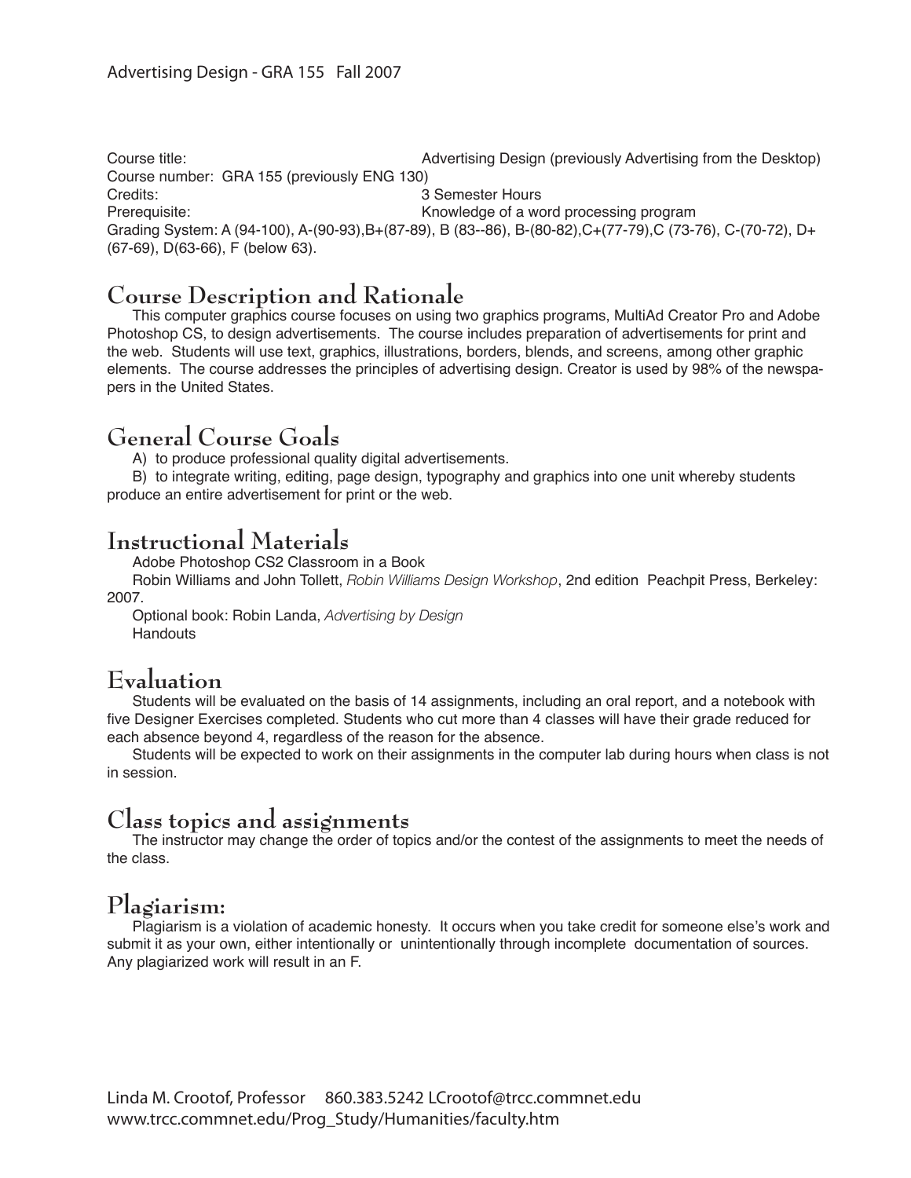Advertising Design - GRA 155 Fall 2007

Course title: Advertising Design (previously Advertising from the Desktop)
Course number: GRA 155 (previously ENG 130)
Credits: 3 Semester Hours
Prerequisite: Knowledge of a word processing program
Grading System: A (94-100), A-(90-93),B+(87-89), B (83--86), B-(80-82),C+(77-79),C (73-76), C-(70-72), D+ (67-69), D(63-66), F (below 63).

## Course Description and Rationale

This computer graphics course focuses on using two graphics programs, MultiAd Creator Pro and Adobe Photoshop CS, to design advertisements. The course includes preparation of advertisements for print and the web. Students will use text, graphics, illustrations, borders, blends, and screens, among other graphic elements. The course addresses the principles of advertising design. Creator is used by 98% of the newspapers in the United States.

## General Course Goals

A) to produce professional quality digital advertisements.

B) to integrate writing, editing, page design, typography and graphics into one unit whereby students produce an entire advertisement for print or the web.

## Instructional Materials

Adobe Photoshop CS2 Classroom in a Book

Robin Williams and John Tollett, *Robin Williams Design Workshop*, 2nd edition Peachpit Press, Berkeley: 2007.

Optional book: Robin Landa, *Advertising by Design*

Handouts

## Evaluation

Students will be evaluated on the basis of 14 assignments, including an oral report, and a notebook with five Designer Exercises completed. Students who cut more than 4 classes will have their grade reduced for each absence beyond 4, regardless of the reason for the absence.

Students will be expected to work on their assignments in the computer lab during hours when class is not in session.

## Class topics and assignments

The instructor may change the order of topics and/or the contest of the assignments to meet the needs of the class.

## Plagiarism:

Plagiarism is a violation of academic honesty. It occurs when you take credit for someone else's work and submit it as your own, either intentionally or unintentionally through incomplete documentation of sources. Any plagiarized work will result in an F.

Linda M. Crootof, Professor 860.383.5242 LCrootof@trcc.commnet.edu
www.trcc.commnet.edu/Prog_Study/Humanities/faculty.htm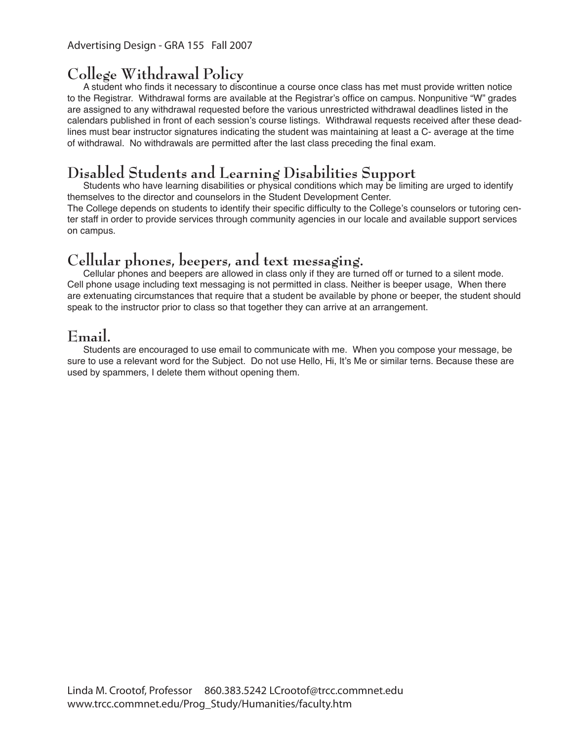## College Withdrawal Policy

A student who finds it necessary to discontinue a course once class has met must provide written notice to the Registrar. Withdrawal forms are available at the Registrar's office on campus. Nonpunitive "W" grades are assigned to any withdrawal requested before the various unrestricted withdrawal deadlines listed in the calendars published in front of each session's course listings. Withdrawal requests received after these deadlines must bear instructor signatures indicating the student was maintaining at least a C- average at the time of withdrawal. No withdrawals are permitted after the last class preceding the final exam.

## Disabled Students and Learning Disabilities Support

Students who have learning disabilities or physical conditions which may be limiting are urged to identify themselves to the director and counselors in the Student Development Center.

The College depends on students to identify their specific difficulty to the College's counselors or tutoring center staff in order to provide services through community agencies in our locale and available support services on campus.

## Cellular phones, beepers, and text messaging.

Cellular phones and beepers are allowed in class only if they are turned off or turned to a silent mode. Cell phone usage including text messaging is not permitted in class. Neither is beeper usage, When there are extenuating circumstances that require that a student be available by phone or beeper, the student should speak to the instructor prior to class so that together they can arrive at an arrangement.

## Email.

Students are encouraged to use email to communicate with me. When you compose your message, be sure to use a relevant word for the Subject. Do not use Hello, Hi, It's Me or similar terns. Because these are used by spammers, I delete them without opening them.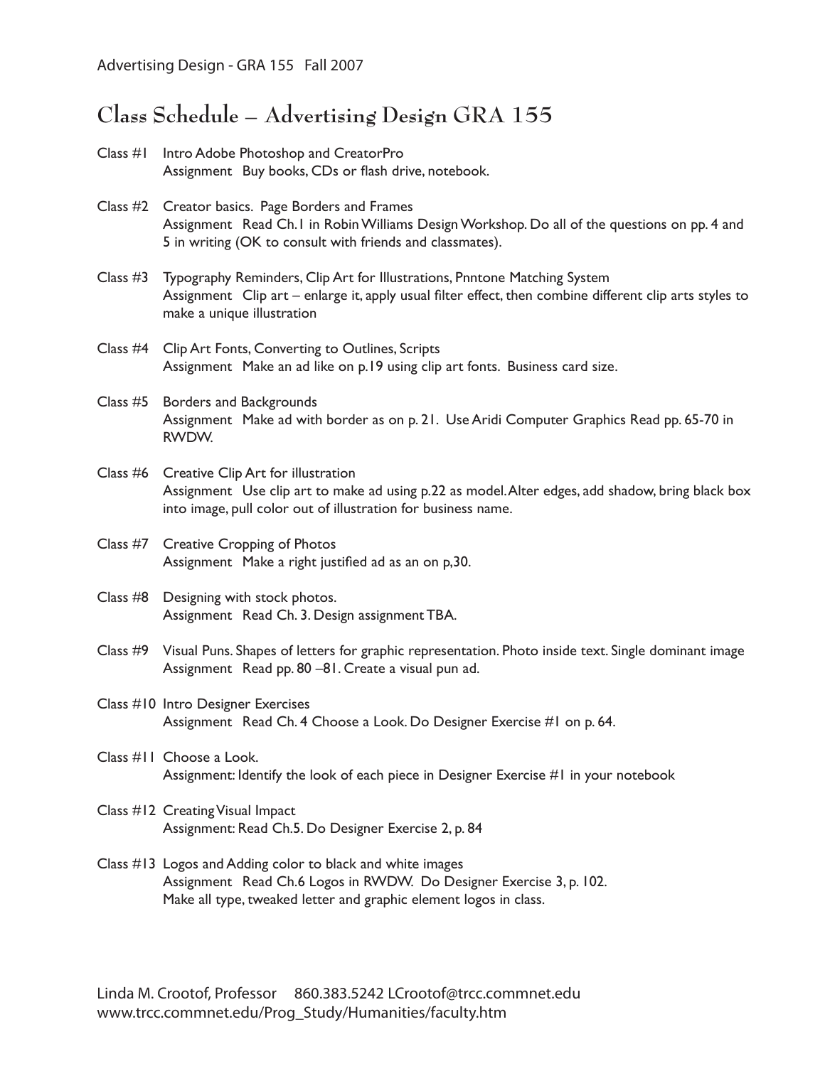# Class Schedule – Advertising Design GRA 155

Class #1 Intro Adobe Photoshop and CreatorPro
Assignment Buy books, CDs or flash drive, notebook.

Class #2 Creator basics. Page Borders and Frames
Assignment Read Ch.1 in Robin Williams Design Workshop. Do all of the questions on pp. 4 and 5 in writing (OK to consult with friends and classmates).

Class #3 Typography Reminders, Clip Art for Illustrations, Pnntone Matching System
Assignment Clip art – enlarge it, apply usual filter effect, then combine different clip arts styles to make a unique illustration

Class #4 Clip Art Fonts, Converting to Outlines, Scripts
Assignment Make an ad like on p.19 using clip art fonts. Business card size.

Class #5 Borders and Backgrounds
Assignment Make ad with border as on p. 21. Use Aridi Computer Graphics Read pp. 65-70 in RWDW.

Class #6 Creative Clip Art for illustration
Assignment Use clip art to make ad using p.22 as model. Alter edges, add shadow, bring black box into image, pull color out of illustration for business name.

Class #7 Creative Cropping of Photos
Assignment Make a right justified ad as an on p,30.

Class #8 Designing with stock photos.
Assignment Read Ch. 3. Design assignment TBA.

Class #9 Visual Puns. Shapes of letters for graphic representation. Photo inside text. Single dominant image
Assignment Read pp. 80 –81. Create a visual pun ad.

Class #10 Intro Designer Exercises
Assignment Read Ch. 4 Choose a Look. Do Designer Exercise #1 on p. 64.

Class #11 Choose a Look.
Assignment: Identify the look of each piece in Designer Exercise #1 in your notebook

Class #12 Creating Visual Impact
Assignment: Read Ch.5. Do Designer Exercise 2, p. 84

Class #13 Logos and Adding color to black and white images
Assignment Read Ch.6 Logos in RWDW. Do Designer Exercise 3, p. 102.
Make all type, tweaked letter and graphic element logos in class.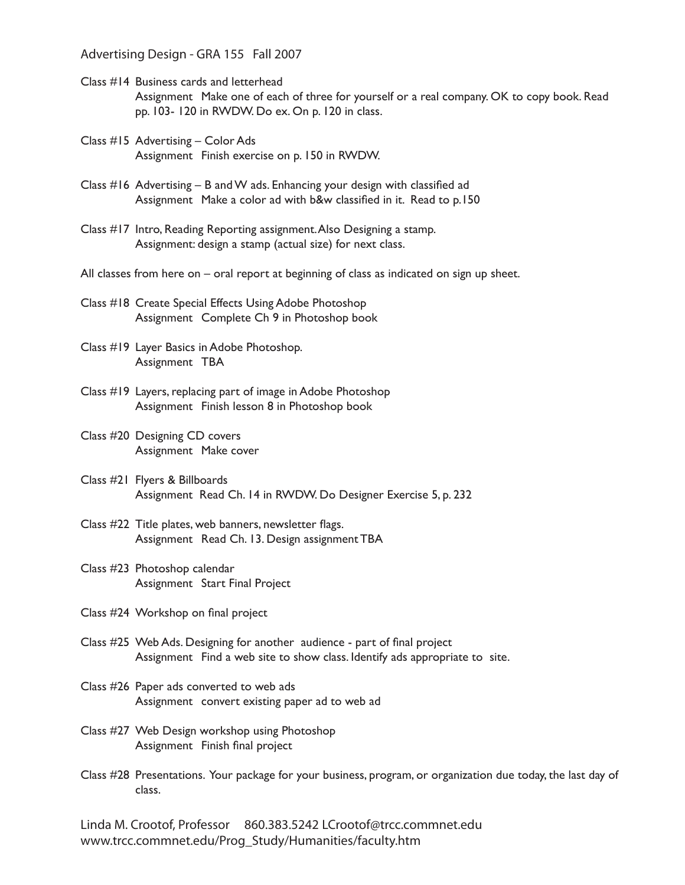Advertising Design - GRA 155 Fall 2007

Class #14 Business cards and letterhead
Assignment Make one of each of three for yourself or a real company. OK to copy book. Read pp. 103- 120 in RWDW. Do ex. On p. 120 in class.

Class #15 Advertising – Color Ads
Assignment Finish exercise on p. 150 in RWDW.

Class #16 Advertising – B and W ads. Enhancing your design with classified ad
Assignment Make a color ad with b&w classified in it. Read to p.150

Class #17 Intro, Reading Reporting assignment. Also Designing a stamp.
Assignment: design a stamp (actual size) for next class.

All classes from here on – oral report at beginning of class as indicated on sign up sheet.

Class #18 Create Special Effects Using Adobe Photoshop
Assignment Complete Ch 9 in Photoshop book

Class #19 Layer Basics in Adobe Photoshop.
Assignment TBA

Class #19 Layers, replacing part of image in Adobe Photoshop
Assignment Finish lesson 8 in Photoshop book

Class #20 Designing CD covers
Assignment Make cover

Class #21 Flyers & Billboards
Assignment Read Ch. 14 in RWDW. Do Designer Exercise 5, p. 232

Class #22 Title plates, web banners, newsletter flags.
Assignment Read Ch. 13. Design assignment TBA

Class #23 Photoshop calendar
Assignment Start Final Project

Class #24 Workshop on final project

Class #25 Web Ads. Designing for another audience - part of final project
Assignment Find a web site to show class. Identify ads appropriate to site.

Class #26 Paper ads converted to web ads
Assignment convert existing paper ad to web ad

Class #27 Web Design workshop using Photoshop
Assignment Finish final project

Class #28 Presentations. Your package for your business, program, or organization due today, the last day of class.

Linda M. Crootof, Professor 860.383.5242 LCrootof@trcc.commnet.edu
www.trcc.commnet.edu/Prog_Study/Humanities/faculty.htm